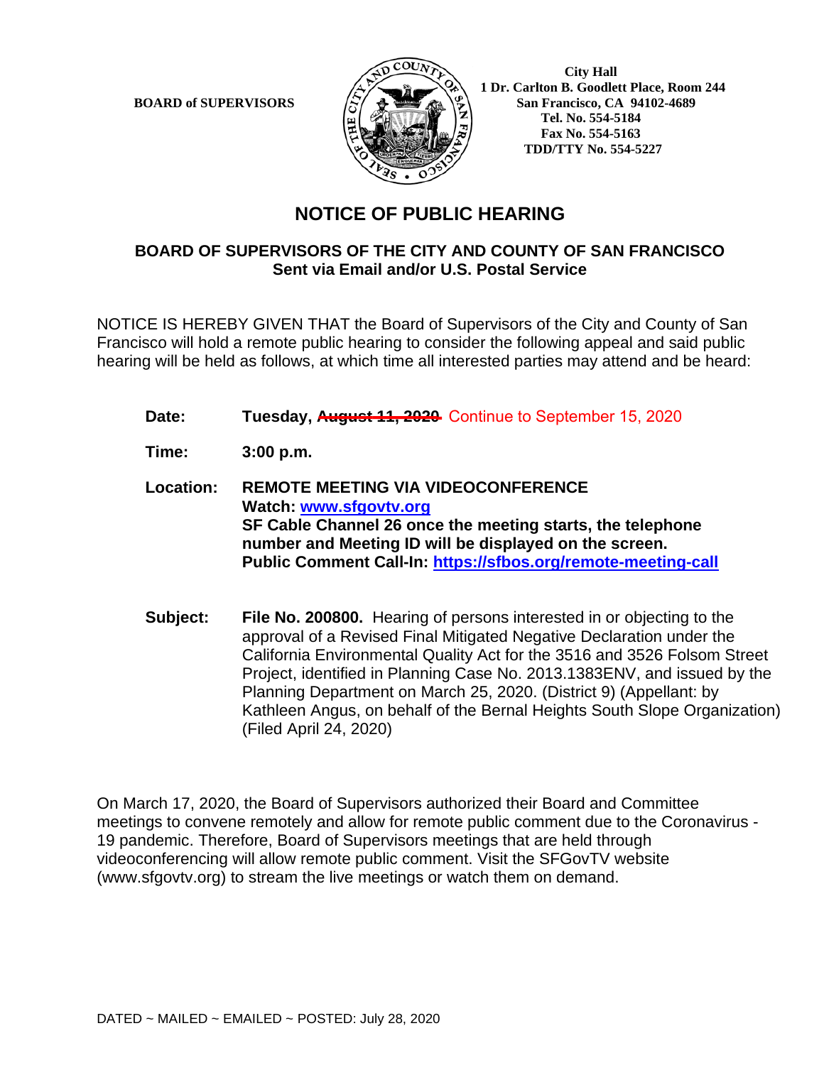**BOARD of SUPERVISORS**

**City Hall**
**1 Dr. Carlton B. Goodlett Place, Room 244**
**San Francisco, CA 94102-4689**
**Tel. No. 554-5184**
**Fax No. 554-5163**
**TDD/TTY No. 554-5227**

# NOTICE OF PUBLIC HEARING

## BOARD OF SUPERVISORS OF THE CITY AND COUNTY OF SAN FRANCISCO
**Sent via Email and/or U.S. Postal Service**

NOTICE IS HEREBY GIVEN THAT the Board of Supervisors of the City and County of San Francisco will hold a remote public hearing to consider the following appeal and said public hearing will be held as follows, at which time all interested parties may attend and be heard:

**Date:** **Tuesday, ~~August 11, 2020~~** Continue to September 15, 2020

**Time:** **3:00 p.m.**

**Location:** **REMOTE MEETING VIA VIDEOCONFERENCE**
**Watch: www.sfgovtv.org**
**SF Cable Channel 26 once the meeting starts, the telephone number and Meeting ID will be displayed on the screen.**
**Public Comment Call-In: https://sfbos.org/remote-meeting-call**

**Subject:** **File No. 200800.** Hearing of persons interested in or objecting to the approval of a Revised Final Mitigated Negative Declaration under the California Environmental Quality Act for the 3516 and 3526 Folsom Street Project, identified in Planning Case No. 2013.1383ENV, and issued by the Planning Department on March 25, 2020. (District 9) (Appellant: by Kathleen Angus, on behalf of the Bernal Heights South Slope Organization) (Filed April 24, 2020)

On March 17, 2020, the Board of Supervisors authorized their Board and Committee meetings to convene remotely and allow for remote public comment due to the Coronavirus -19 pandemic. Therefore, Board of Supervisors meetings that are held through videoconferencing will allow remote public comment. Visit the SFGovTV website (www.sfgovtv.org) to stream the live meetings or watch them on demand.

DATED ~ MAILED ~ EMAILED ~ POSTED: July 28, 2020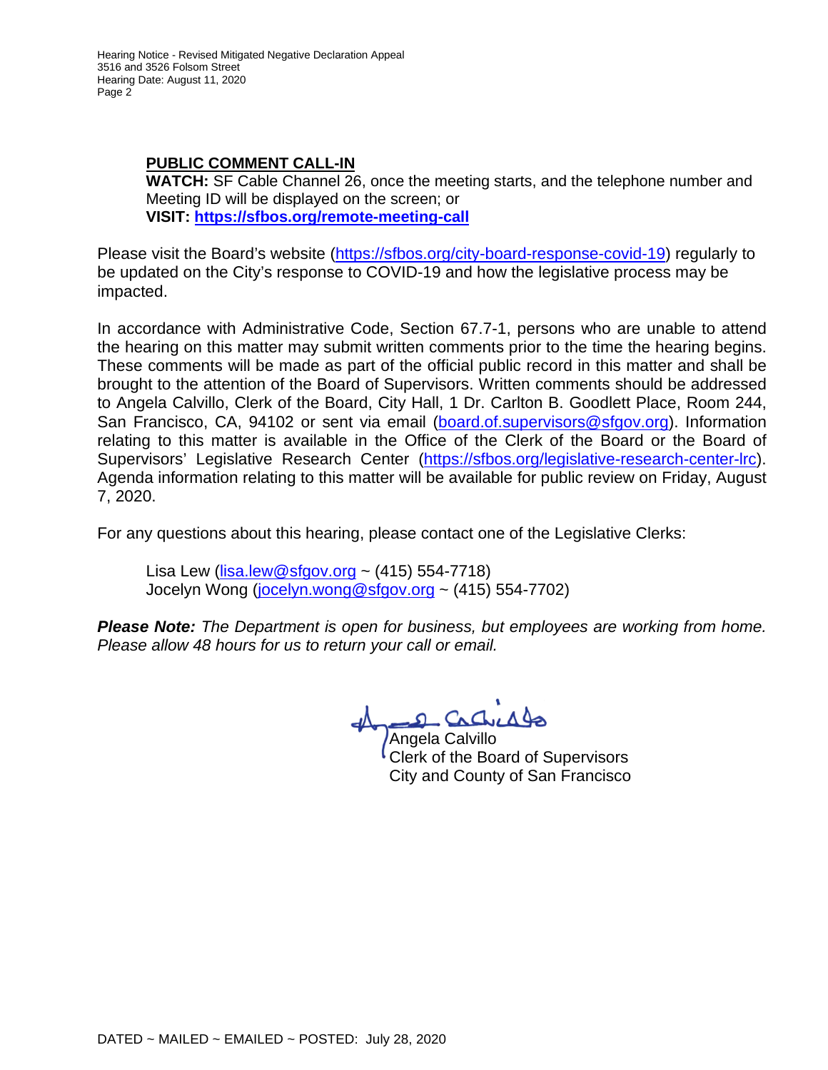**PUBLIC COMMENT CALL-IN**
**WATCH:** SF Cable Channel 26, once the meeting starts, and the telephone number and Meeting ID will be displayed on the screen; or
**VISIT: https://sfbos.org/remote-meeting-call**

Please visit the Board's website (https://sfbos.org/city-board-response-covid-19) regularly to be updated on the City's response to COVID-19 and how the legislative process may be impacted.

In accordance with Administrative Code, Section 67.7-1, persons who are unable to attend the hearing on this matter may submit written comments prior to the time the hearing begins. These comments will be made as part of the official public record in this matter and shall be brought to the attention of the Board of Supervisors. Written comments should be addressed to Angela Calvillo, Clerk of the Board, City Hall, 1 Dr. Carlton B. Goodlett Place, Room 244, San Francisco, CA, 94102 or sent via email (board.of.supervisors@sfgov.org). Information relating to this matter is available in the Office of the Clerk of the Board or the Board of Supervisors' Legislative Research Center (https://sfbos.org/legislative-research-center-lrc). Agenda information relating to this matter will be available for public review on Friday, August 7, 2020.

For any questions about this hearing, please contact one of the Legislative Clerks:

Lisa Lew (lisa.lew@sfgov.org ~ (415) 554-7718)
Jocelyn Wong (jocelyn.wong@sfgov.org ~ (415) 554-7702)

***Please Note:*** *The Department is open for business, but employees are working from home. Please allow 48 hours for us to return your call or email.*

Angela Calvillo
Clerk of the Board of Supervisors
City and County of San Francisco

DATED ~ MAILED ~ EMAILED ~ POSTED: July 28, 2020